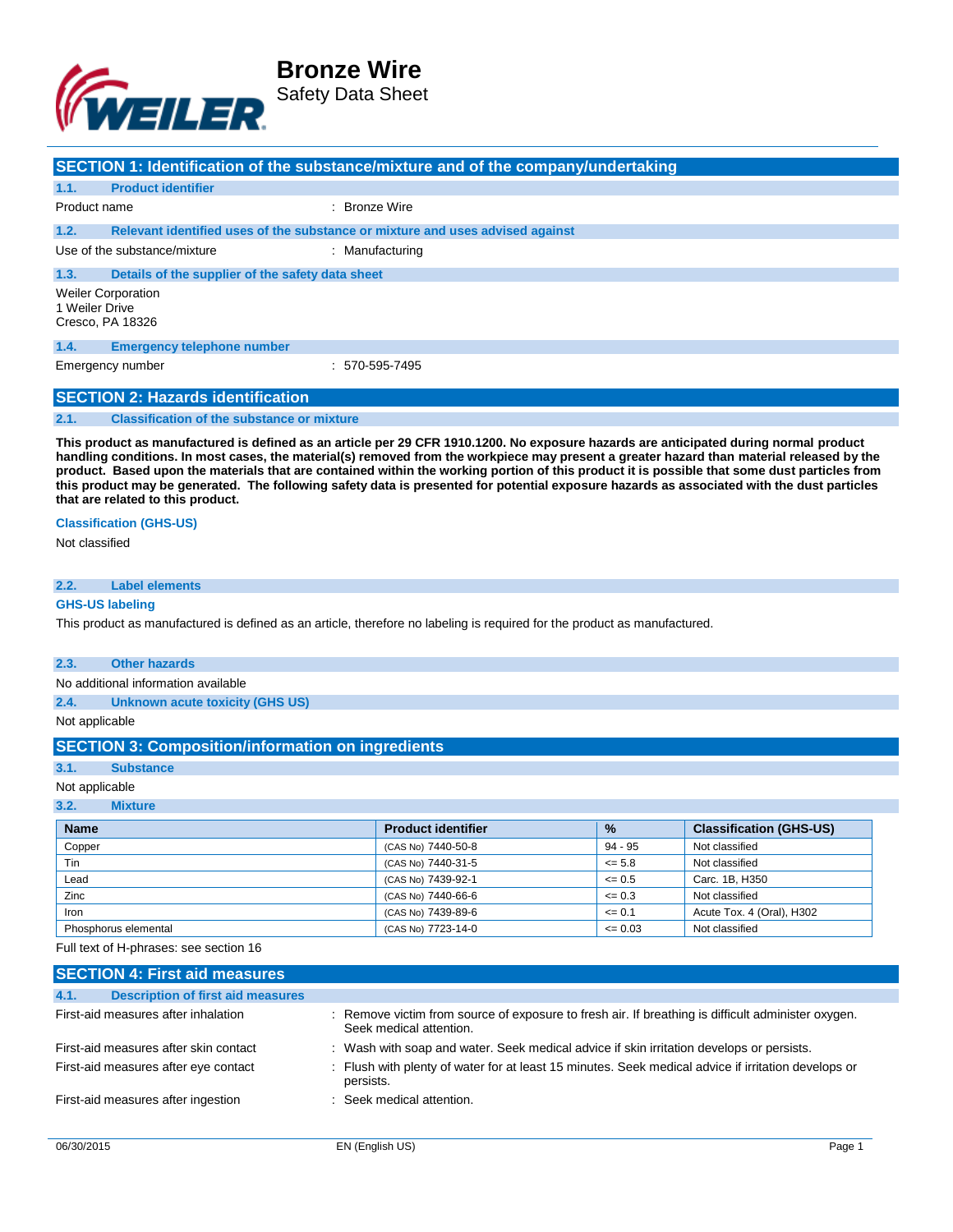# Bronze Wire

Safety Data Sheet

## SECTION 1: Identification of the substance/mixture and of the company/undertaking

### 1.1. Product identifier

Product name : Bronze Wire

### 1.2. Relevant identified uses of the substance or mixture and uses advised against

Use of the substance/mixture : Manufacturing

### 1.3. Details of the supplier of the safety data sheet

Weiler Corporation
1 Weiler Drive
Cresco, PA 18326

### 1.4. Emergency telephone number

Emergency number : 570-595-7495

## SECTION 2: Hazards identification

### 2.1. Classification of the substance or mixture

**This product as manufactured is defined as an article per 29 CFR 1910.1200. No exposure hazards are anticipated during normal product handling conditions. In most cases, the material(s) removed from the workpiece may present a greater hazard than material released by the product. Based upon the materials that are contained within the working portion of this product it is possible that some dust particles from this product may be generated. The following safety data is presented for potential exposure hazards as associated with the dust particles that are related to this product.**

**Classification (GHS-US)**

Not classified

### 2.2. Label elements

**GHS-US labeling**

This product as manufactured is defined as an article, therefore no labeling is required for the product as manufactured.

### 2.3. Other hazards

No additional information available

### 2.4. Unknown acute toxicity (GHS US)

Not applicable

## SECTION 3: Composition/information on ingredients

### 3.1. Substance

Not applicable

### 3.2. Mixture

| Name | Product identifier | % | Classification (GHS-US) |
|---|---|---|---|
| Copper | (CAS No) 7440-50-8 | 94 - 95 | Not classified |
| Tin | (CAS No) 7440-31-5 | <= 5.8 | Not classified |
| Lead | (CAS No) 7439-92-1 | <= 0.5 | Carc. 1B, H350 |
| Zinc | (CAS No) 7440-66-6 | <= 0.3 | Not classified |
| Iron | (CAS No) 7439-89-6 | <= 0.1 | Acute Tox. 4 (Oral), H302 |
| Phosphorus elemental | (CAS No) 7723-14-0 | <= 0.03 | Not classified |

Full text of H-phrases: see section 16

## SECTION 4: First aid measures

### 4.1. Description of first aid measures

First-aid measures after inhalation : Remove victim from source of exposure to fresh air. If breathing is difficult administer oxygen. Seek medical attention.

First-aid measures after skin contact : Wash with soap and water. Seek medical advice if skin irritation develops or persists.

First-aid measures after eye contact : Flush with plenty of water for at least 15 minutes. Seek medical advice if irritation develops or persists.

First-aid measures after ingestion : Seek medical attention.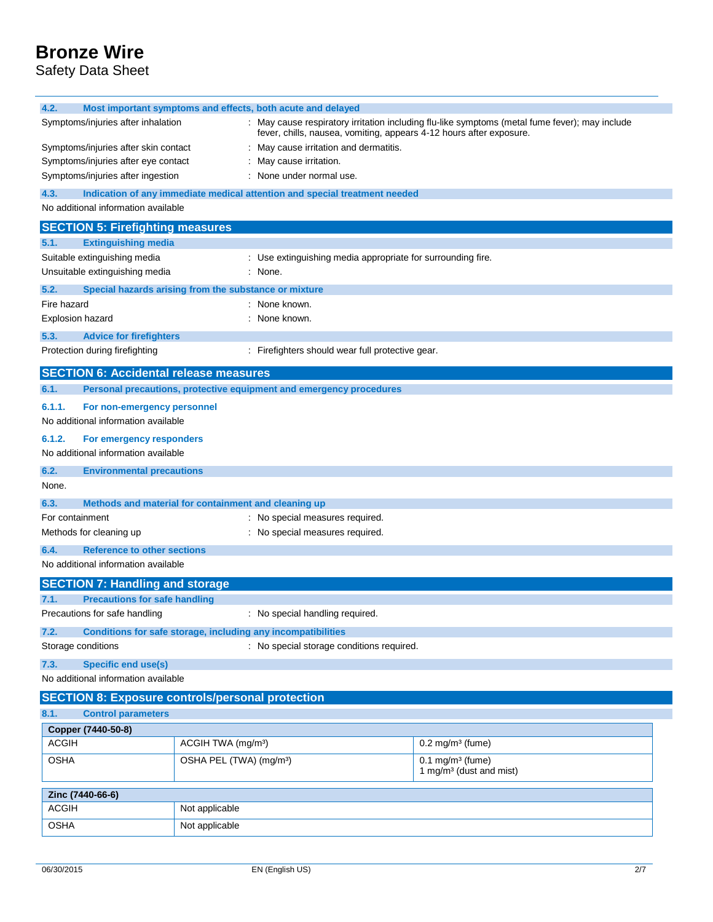### 4.2. Most important symptoms and effects, both acute and delayed

Symptoms/injuries after inhalation : May cause respiratory irritation including flu-like symptoms (metal fume fever); may include fever, chills, nausea, vomiting, appears 4-12 hours after exposure.

Symptoms/injuries after skin contact : May cause irritation and dermatitis.

Symptoms/injuries after eye contact : May cause irritation.

Symptoms/injuries after ingestion : None under normal use.

### 4.3. Indication of any immediate medical attention and special treatment needed

No additional information available

## SECTION 5: Firefighting measures

### 5.1. Extinguishing media

Suitable extinguishing media : Use extinguishing media appropriate for surrounding fire.

Unsuitable extinguishing media : None.

### 5.2. Special hazards arising from the substance or mixture

Fire hazard : None known.

Explosion hazard : None known.

### 5.3. Advice for firefighters

Protection during firefighting : Firefighters should wear full protective gear.

## SECTION 6: Accidental release measures

### 6.1. Personal precautions, protective equipment and emergency procedures

#### 6.1.1. For non-emergency personnel

No additional information available

#### 6.1.2. For emergency responders

No additional information available

### 6.2. Environmental precautions

None.

### 6.3. Methods and material for containment and cleaning up

For containment : No special measures required.

Methods for cleaning up : No special measures required.

### 6.4. Reference to other sections

No additional information available

## SECTION 7: Handling and storage

### 7.1. Precautions for safe handling

Precautions for safe handling : No special handling required.

### 7.2. Conditions for safe storage, including any incompatibilities

Storage conditions : No special storage conditions required.

### 7.3. Specific end use(s)

No additional information available

## SECTION 8: Exposure controls/personal protection

### 8.1. Control parameters

| Copper (7440-50-8) | | |
|---|---|---|
| ACGIH | ACGIH TWA (mg/m³) | 0.2 mg/m³ (fume) |
| OSHA | OSHA PEL (TWA) (mg/m³) | 0.1 mg/m³ (fume)<br>1 mg/m³ (dust and mist) |

| Zinc (7440-66-6) | |
|---|---|
| ACGIH | Not applicable |
| OSHA | Not applicable |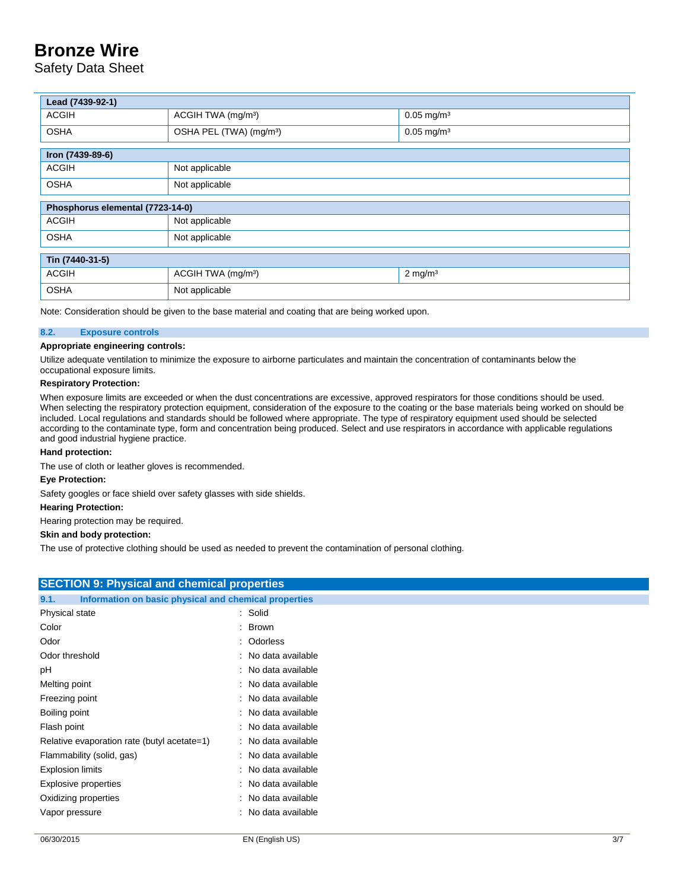| Lead (7439-92-1) | | |
|---|---|---|
| ACGIH | ACGIH TWA (mg/m³) | 0.05 mg/m³ |
| OSHA | OSHA PEL (TWA) (mg/m³) | 0.05 mg/m³ |

| Iron (7439-89-6) | |
|---|---|
| ACGIH | Not applicable |
| OSHA | Not applicable |

| Phosphorus elemental (7723-14-0) | |
|---|---|
| ACGIH | Not applicable |
| OSHA | Not applicable |

| Tin (7440-31-5) | | |
|---|---|---|
| ACGIH | ACGIH TWA (mg/m³) | 2 mg/m³ |
| OSHA | Not applicable | |

Note: Consideration should be given to the base material and coating that are being worked upon.

### 8.2. Exposure controls

**Appropriate engineering controls:**

Utilize adequate ventilation to minimize the exposure to airborne particulates and maintain the concentration of contaminants below the occupational exposure limits.

**Respiratory Protection:**

When exposure limits are exceeded or when the dust concentrations are excessive, approved respirators for those conditions should be used. When selecting the respiratory protection equipment, consideration of the exposure to the coating or the base materials being worked on should be included. Local regulations and standards should be followed where appropriate. The type of respiratory equipment used should be selected according to the contaminate type, form and concentration being produced. Select and use respirators in accordance with applicable regulations and good industrial hygiene practice.

**Hand protection:**

The use of cloth or leather gloves is recommended.

**Eye Protection:**

Safety googles or face shield over safety glasses with side shields.

**Hearing Protection:**

Hearing protection may be required.

**Skin and body protection:**

The use of protective clothing should be used as needed to prevent the contamination of personal clothing.

## SECTION 9: Physical and chemical properties

### 9.1. Information on basic physical and chemical properties

| | |
|---|---|
| Physical state | : Solid |
| Color | : Brown |
| Odor | : Odorless |
| Odor threshold | : No data available |
| pH | : No data available |
| Melting point | : No data available |
| Freezing point | : No data available |
| Boiling point | : No data available |
| Flash point | : No data available |
| Relative evaporation rate (butyl acetate=1) | : No data available |
| Flammability (solid, gas) | : No data available |
| Explosion limits | : No data available |
| Explosive properties | : No data available |
| Oxidizing properties | : No data available |
| Vapor pressure | : No data available |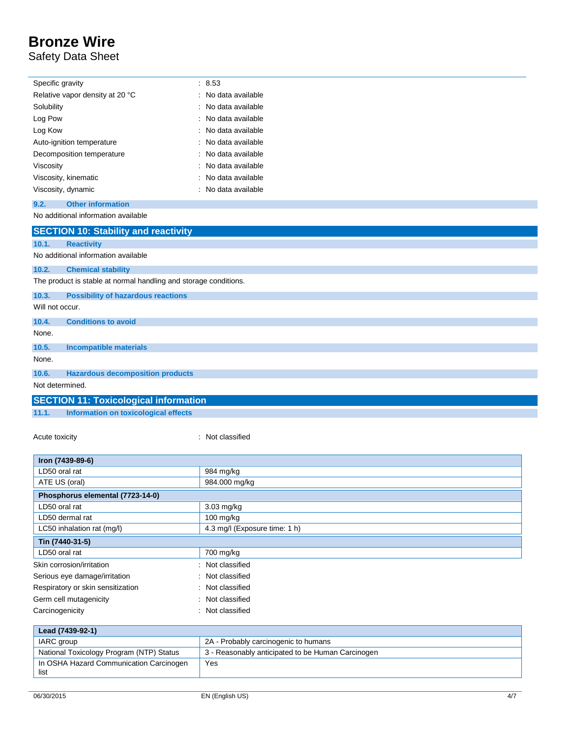| | |
|---|---|
| Specific gravity | : 8.53 |
| Relative vapor density at 20 °C | : No data available |
| Solubility | : No data available |
| Log Pow | : No data available |
| Log Kow | : No data available |
| Auto-ignition temperature | : No data available |
| Decomposition temperature | : No data available |
| Viscosity | : No data available |
| Viscosity, kinematic | : No data available |
| Viscosity, dynamic | : No data available |

### 9.2. Other information

No additional information available

## SECTION 10: Stability and reactivity

### 10.1. Reactivity

No additional information available

### 10.2. Chemical stability

The product is stable at normal handling and storage conditions.

### 10.3. Possibility of hazardous reactions

Will not occur.

### 10.4. Conditions to avoid

None.

### 10.5. Incompatible materials

None.

### 10.6. Hazardous decomposition products

Not determined.

## SECTION 11: Toxicological information

### 11.1. Information on toxicological effects

Acute toxicity : Not classified

| Iron (7439-89-6) | |
|---|---|
| LD50 oral rat | 984 mg/kg |
| ATE US (oral) | 984.000 mg/kg |
| **Phosphorus elemental (7723-14-0)** | |
| LD50 oral rat | 3.03 mg/kg |
| LD50 dermal rat | 100 mg/kg |
| LC50 inhalation rat (mg/l) | 4.3 mg/l (Exposure time: 1 h) |
| **Tin (7440-31-5)** | |
| LD50 oral rat | 700 mg/kg |

| | |
|---|---|
| Skin corrosion/irritation | : Not classified |
| Serious eye damage/irritation | : Not classified |
| Respiratory or skin sensitization | : Not classified |
| Germ cell mutagenicity | : Not classified |
| Carcinogenicity | : Not classified |

| Lead (7439-92-1) | |
|---|---|
| IARC group | 2A - Probably carcinogenic to humans |
| National Toxicology Program (NTP) Status | 3 - Reasonably anticipated to be Human Carcinogen |
| In OSHA Hazard Communication Carcinogen list | Yes |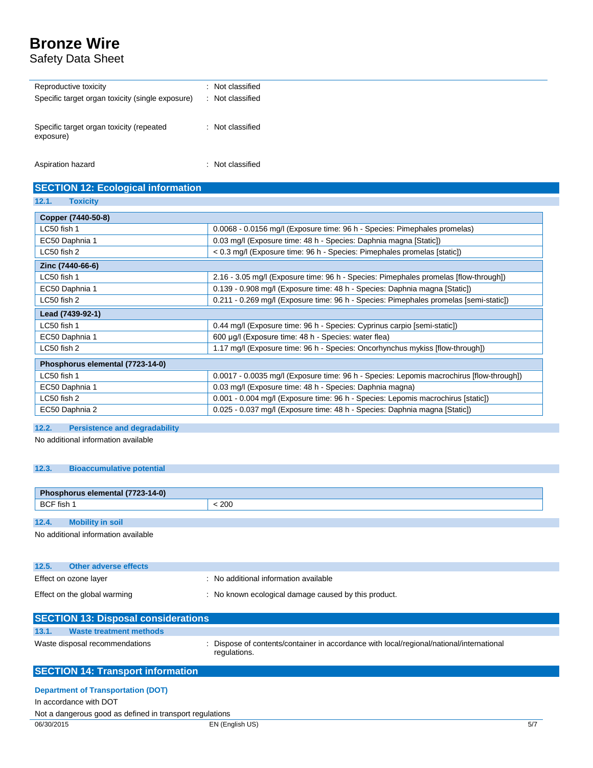| | |
|---|---|
| Reproductive toxicity | : Not classified |
| Specific target organ toxicity (single exposure) | : Not classified |
| Specific target organ toxicity (repeated exposure) | : Not classified |
| Aspiration hazard | : Not classified |

## SECTION 12: Ecological information

### 12.1. Toxicity

| Copper (7440-50-8) | |
|---|---|
| LC50 fish 1 | 0.0068 - 0.0156 mg/l (Exposure time: 96 h - Species: Pimephales promelas) |
| EC50 Daphnia 1 | 0.03 mg/l (Exposure time: 48 h - Species: Daphnia magna [Static]) |
| LC50 fish 2 | < 0.3 mg/l (Exposure time: 96 h - Species: Pimephales promelas [static]) |
| **Zinc (7440-66-6)** | |
| LC50 fish 1 | 2.16 - 3.05 mg/l (Exposure time: 96 h - Species: Pimephales promelas [flow-through]) |
| EC50 Daphnia 1 | 0.139 - 0.908 mg/l (Exposure time: 48 h - Species: Daphnia magna [Static]) |
| LC50 fish 2 | 0.211 - 0.269 mg/l (Exposure time: 96 h - Species: Pimephales promelas [semi-static]) |
| **Lead (7439-92-1)** | |
| LC50 fish 1 | 0.44 mg/l (Exposure time: 96 h - Species: Cyprinus carpio [semi-static]) |
| EC50 Daphnia 1 | 600 µg/l (Exposure time: 48 h - Species: water flea) |
| LC50 fish 2 | 1.17 mg/l (Exposure time: 96 h - Species: Oncorhynchus mykiss [flow-through]) |

| Phosphorus elemental (7723-14-0) | |
|---|---|
| LC50 fish 1 | 0.0017 - 0.0035 mg/l (Exposure time: 96 h - Species: Lepomis macrochirus [flow-through]) |
| EC50 Daphnia 1 | 0.03 mg/l (Exposure time: 48 h - Species: Daphnia magna) |
| LC50 fish 2 | 0.001 - 0.004 mg/l (Exposure time: 96 h - Species: Lepomis macrochirus [static]) |
| EC50 Daphnia 2 | 0.025 - 0.037 mg/l (Exposure time: 48 h - Species: Daphnia magna [Static]) |

### 12.2. Persistence and degradability

No additional information available

### 12.3. Bioaccumulative potential

| Phosphorus elemental (7723-14-0) | |
|---|---|
| BCF fish 1 | < 200 |

### 12.4. Mobility in soil

No additional information available

### 12.5. Other adverse effects

| | |
|---|---|
| Effect on ozone layer | : No additional information available |
| Effect on the global warming | : No known ecological damage caused by this product. |

## SECTION 13: Disposal considerations

### 13.1. Waste treatment methods

| | |
|---|---|
| Waste disposal recommendations | : Dispose of contents/container in accordance with local/regional/national/international regulations. |

## SECTION 14: Transport information

**Department of Transportation (DOT)**

In accordance with DOT

Not a dangerous good as defined in transport regulations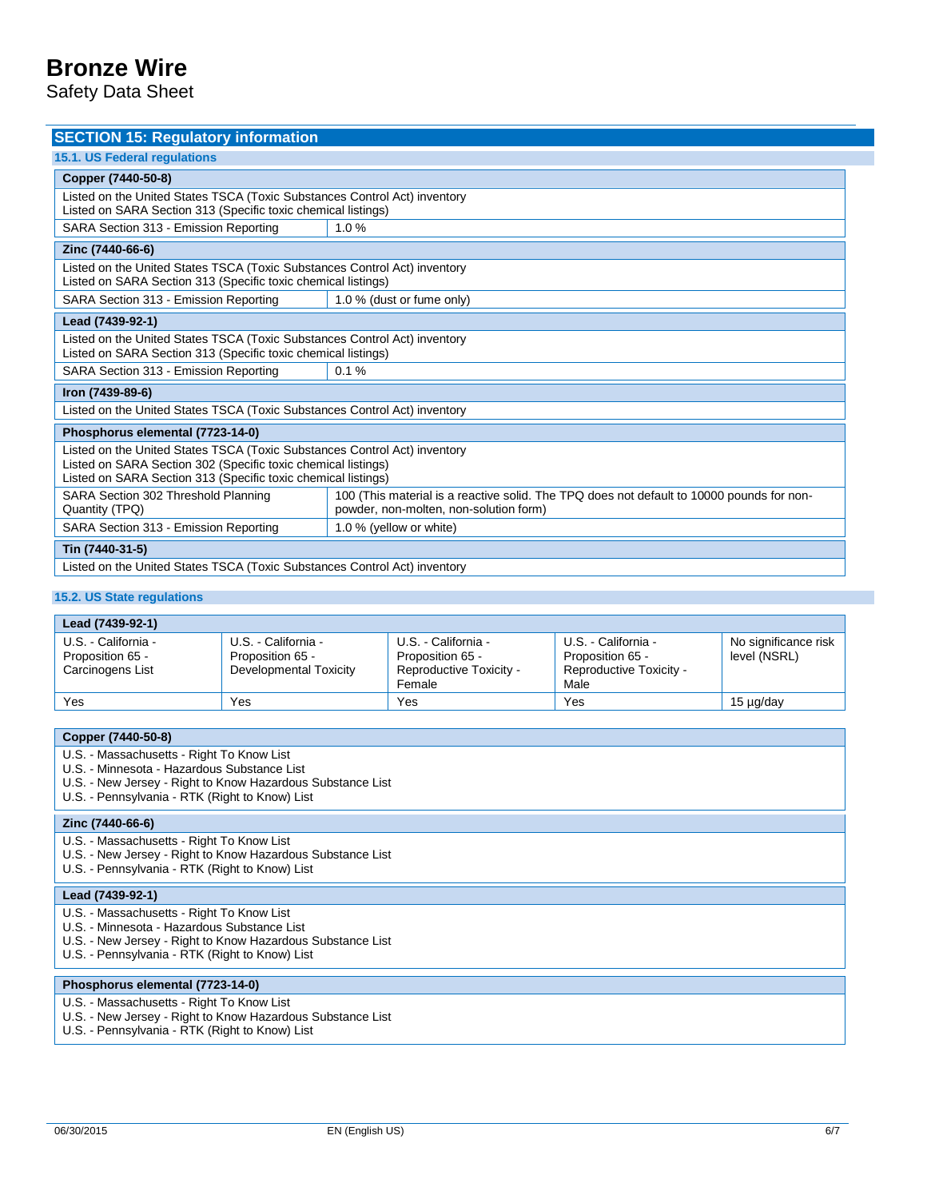## SECTION 15: Regulatory information

### 15.1. US Federal regulations

| Copper (7440-50-8) | |
|---|---|
| Listed on the United States TSCA (Toxic Substances Control Act) inventory<br>Listed on SARA Section 313 (Specific toxic chemical listings) | |
| SARA Section 313 - Emission Reporting | 1.0 % |

| Zinc (7440-66-6) | |
|---|---|
| Listed on the United States TSCA (Toxic Substances Control Act) inventory<br>Listed on SARA Section 313 (Specific toxic chemical listings) | |
| SARA Section 313 - Emission Reporting | 1.0 % (dust or fume only) |

| Lead (7439-92-1) | |
|---|---|
| Listed on the United States TSCA (Toxic Substances Control Act) inventory<br>Listed on SARA Section 313 (Specific toxic chemical listings) | |
| SARA Section 313 - Emission Reporting | 0.1 % |

| Iron (7439-89-6) |
|---|
| Listed on the United States TSCA (Toxic Substances Control Act) inventory |

| Phosphorus elemental (7723-14-0) | |
|---|---|
| Listed on the United States TSCA (Toxic Substances Control Act) inventory<br>Listed on SARA Section 302 (Specific toxic chemical listings)<br>Listed on SARA Section 313 (Specific toxic chemical listings) | |
| SARA Section 302 Threshold Planning Quantity (TPQ) | 100 (This material is a reactive solid. The TPQ does not default to 10000 pounds for non-powder, non-molten, non-solution form) |
| SARA Section 313 - Emission Reporting | 1.0 % (yellow or white) |

| Tin (7440-31-5) |
|---|
| Listed on the United States TSCA (Toxic Substances Control Act) inventory |

### 15.2. US State regulations

| Lead (7439-92-1) | | | | |
|---|---|---|---|---|
| U.S. - California - Proposition 65 - Carcinogens List | U.S. - California - Proposition 65 - Developmental Toxicity | U.S. - California - Proposition 65 - Reproductive Toxicity - Female | U.S. - California - Proposition 65 - Reproductive Toxicity - Male | No significance risk level (NSRL) |
| Yes | Yes | Yes | Yes | 15 µg/day |

| Copper (7440-50-8) |
|---|
| U.S. - Massachusetts - Right To Know List<br>U.S. - Minnesota - Hazardous Substance List<br>U.S. - New Jersey - Right to Know Hazardous Substance List<br>U.S. - Pennsylvania - RTK (Right to Know) List |

| Zinc (7440-66-6) |
|---|
| U.S. - Massachusetts - Right To Know List<br>U.S. - New Jersey - Right to Know Hazardous Substance List<br>U.S. - Pennsylvania - RTK (Right to Know) List |

| Lead (7439-92-1) |
|---|
| U.S. - Massachusetts - Right To Know List<br>U.S. - Minnesota - Hazardous Substance List<br>U.S. - New Jersey - Right to Know Hazardous Substance List<br>U.S. - Pennsylvania - RTK (Right to Know) List |

| Phosphorus elemental (7723-14-0) |
|---|
| U.S. - Massachusetts - Right To Know List<br>U.S. - New Jersey - Right to Know Hazardous Substance List<br>U.S. - Pennsylvania - RTK (Right to Know) List |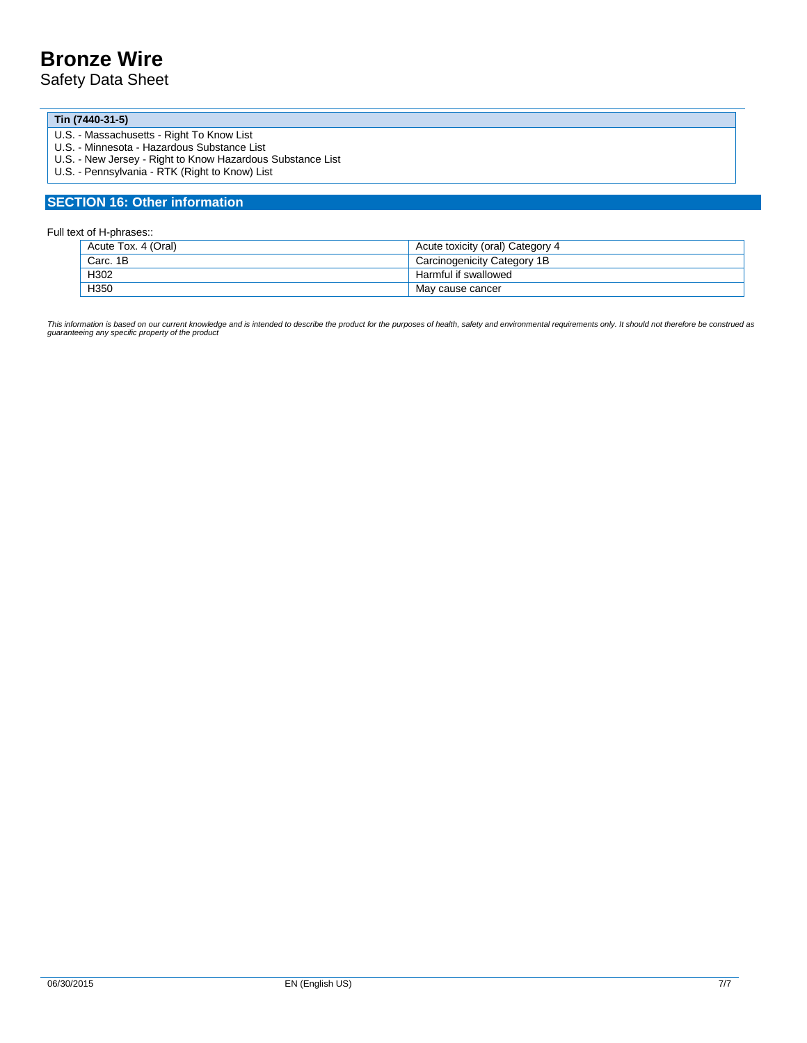| Tin (7440-31-5) |
| --- |
| U.S. - Massachusetts - Right To Know List<br>U.S. - Minnesota - Hazardous Substance List<br>U.S. - New Jersey - Right to Know Hazardous Substance List<br>U.S. - Pennsylvania - RTK (Right to Know) List |

## SECTION 16: Other information

Full text of H-phrases::

| | |
| --- | --- |
| Acute Tox. 4 (Oral) | Acute toxicity (oral) Category 4 |
| Carc. 1B | Carcinogenicity Category 1B |
| H302 | Harmful if swallowed |
| H350 | May cause cancer |

*This information is based on our current knowledge and is intended to describe the product for the purposes of health, safety and environmental requirements only. It should not therefore be construed as guaranteeing any specific property of the product*